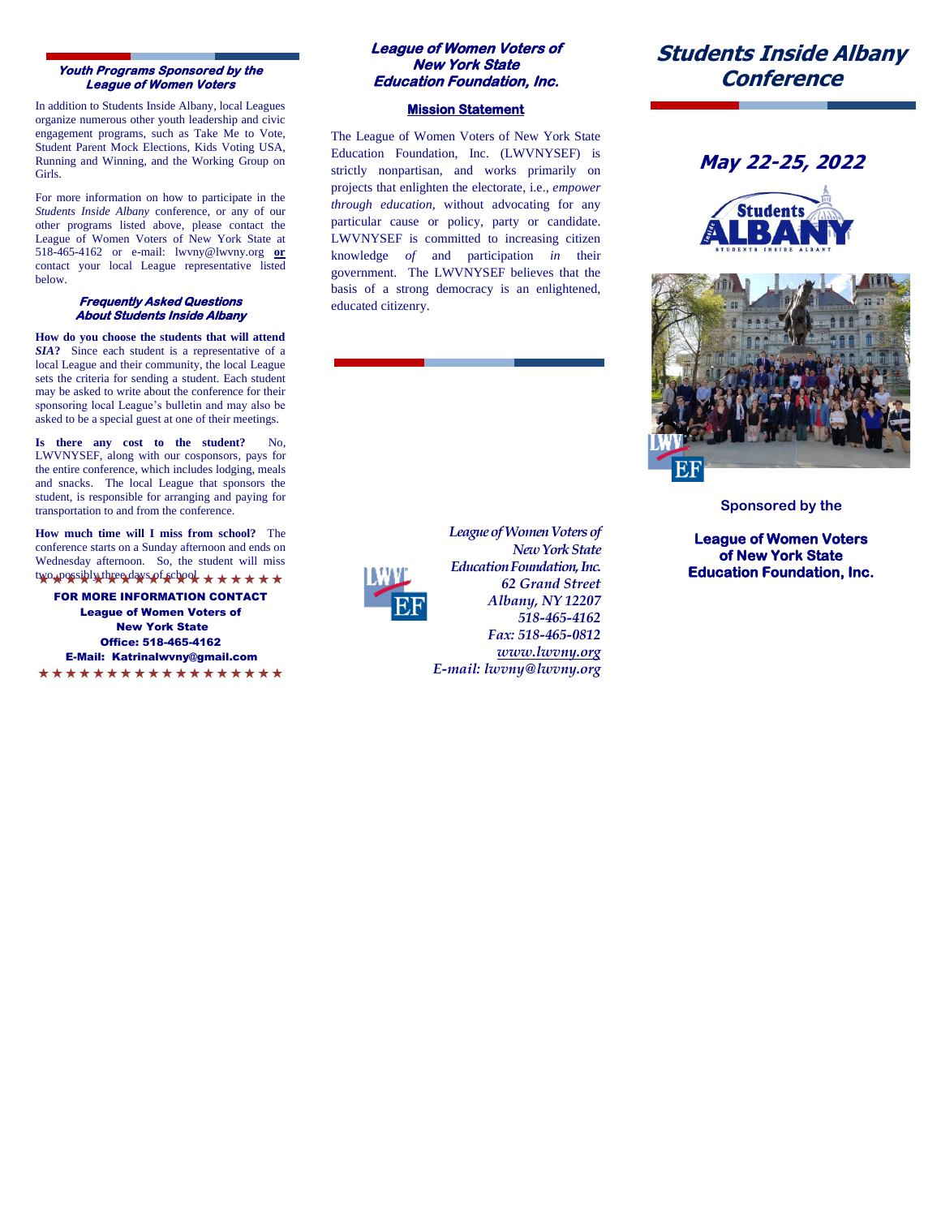### Youth Programs Sponsored by the League of Women Voters

In addition to Students Inside Albany, local Leagues organize numerous other youth leadership and civic engagement programs, such as Take Me to Vote, Student Parent Mock Elections, Kids Voting USA, Running and Winning, and the Working Group on Girls.

For more information on how to participate in the *Students Inside Albany* conference, or any of our other programs listed above, please contact the League of Women Voters of New York State at 518-465-4162 or e-mail: lwvny@lwvny.org **or** contact your local League representative listed below.

### Frequently Asked Questions About Students Inside Albany

**How do you choose the students that will attend *SIA*?** Since each student is a representative of a local League and their community, the local League sets the criteria for sending a student. Each student may be asked to write about the conference for their sponsoring local League's bulletin and may also be asked to be a special guest at one of their meetings.

**Is there any cost to the student?** No, LWVNYSEF, along with our cosponsors, pays for the entire conference, which includes lodging, meals and snacks. The local League that sponsors the student, is responsible for arranging and paying for transportation to and from the conference.

**How much time will I miss from school?** The conference starts on a Sunday afternoon and ends on Wednesday afternoon. So, the student will miss two, possibly three days of school.

★★★★★★★★★★★★★★★★★★

**FOR MORE INFORMATION CONTACT**
**League of Women Voters of New York State**
**Office: 518-465-4162**
**E-Mail: Katrinalwvny@gmail.com**

★★★★★★★★★★★★★★★★★★

### League of Women Voters of New York State Education Foundation, Inc.

#### Mission Statement

The League of Women Voters of New York State Education Foundation, Inc. (LWVNYSEF) is strictly nonpartisan, and works primarily on projects that enlighten the electorate, i.e., *empower through education*, without advocating for any particular cause or policy, party or candidate. LWVNYSEF is committed to increasing citizen knowledge *of* and participation *in* their government. The LWVNYSEF believes that the basis of a strong democracy is an enlightened, educated citizenry.

*League of Women Voters of New York State Education Foundation, Inc.*
*62 Grand Street*
*Albany, NY 12207*
*518-465-4162*
*Fax: 518-465-0812*
*www.lwvny.org*
*E-mail: lwvny@lwvny.org*

# Students Inside Albany Conference

## May 22-25, 2022

Sponsored by the

**League of Women Voters of New York State Education Foundation, Inc.**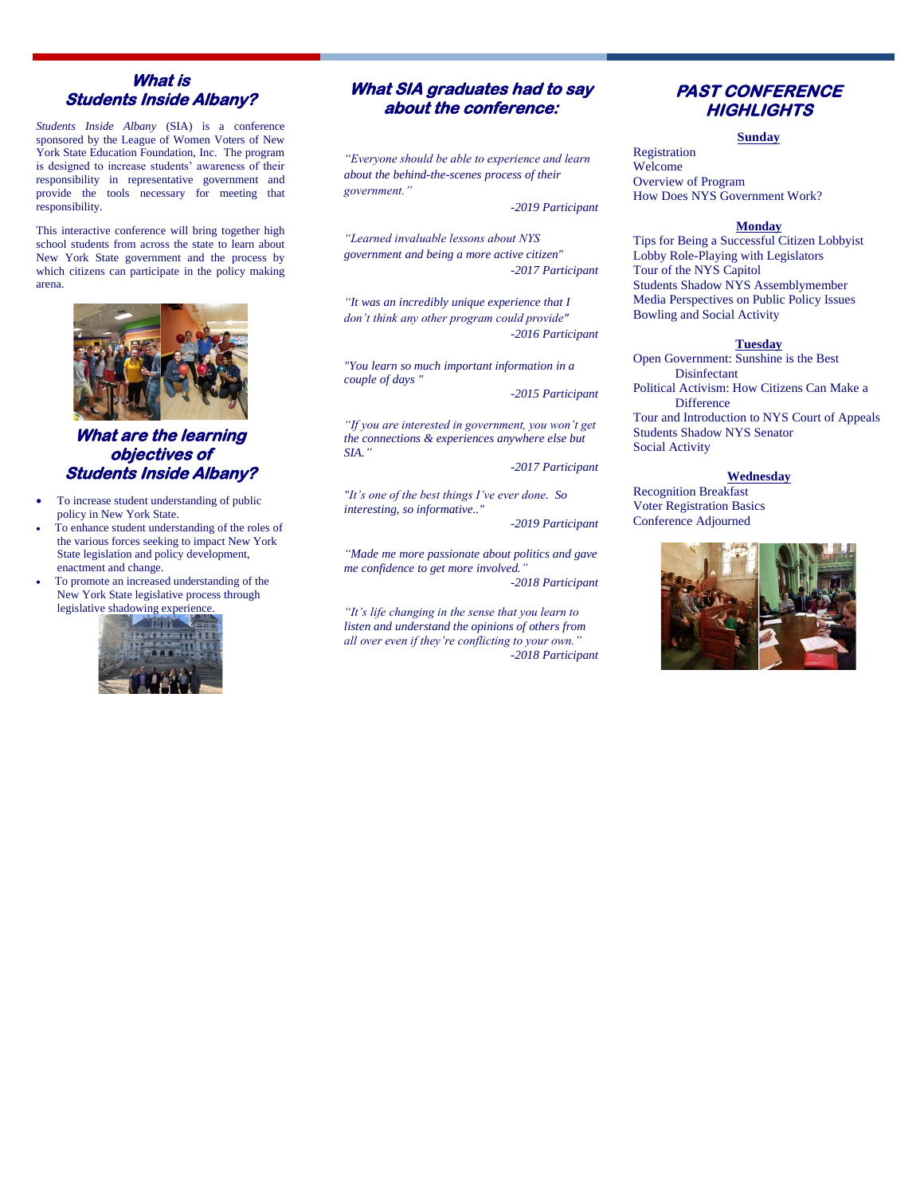## What is Students Inside Albany?

*Students Inside Albany* (SIA) is a conference sponsored by the League of Women Voters of New York State Education Foundation, Inc. The program is designed to increase students' awareness of their responsibility in representative government and provide the tools necessary for meeting that responsibility.

This interactive conference will bring together high school students from across the state to learn about New York State government and the process by which citizens can participate in the policy making arena.

## What are the learning objectives of Students Inside Albany?

- To increase student understanding of public policy in New York State.
- To enhance student understanding of the roles of the various forces seeking to impact New York State legislation and policy development, enactment and change.
- To promote an increased understanding of the New York State legislative process through legislative shadowing experience.

## What SIA graduates had to say about the conference:

*"Everyone should be able to experience and learn about the behind-the-scenes process of their government."*

*-2019 Participant*

*"Learned invaluable lessons about NYS government and being a more active citizen"*

*-2017 Participant*

*"It was an incredibly unique experience that I don't think any other program could provide"*

*-2016 Participant*

*"You learn so much important information in a couple of days "*

*-2015 Participant*

*"If you are interested in government, you won't get the connections & experiences anywhere else but SIA."*

*-2017 Participant*

*"It's one of the best things I've ever done. So interesting, so informative.."*

*-2019 Participant*

*"Made me more passionate about politics and gave me confidence to get more involved."*

*-2018 Participant*

*"It's life changing in the sense that you learn to listen and understand the opinions of others from all over even if they're conflicting to your own."*

*-2018 Participant*

## PAST CONFERENCE HIGHLIGHTS

**Sunday**

Registration
Welcome
Overview of Program
How Does NYS Government Work?

**Monday**

Tips for Being a Successful Citizen Lobbyist
Lobby Role-Playing with Legislators
Tour of the NYS Capitol
Students Shadow NYS Assemblymember
Media Perspectives on Public Policy Issues
Bowling and Social Activity

**Tuesday**

Open Government: Sunshine is the Best Disinfectant
Political Activism: How Citizens Can Make a Difference
Tour and Introduction to NYS Court of Appeals
Students Shadow NYS Senator
Social Activity

**Wednesday**

Recognition Breakfast
Voter Registration Basics
Conference Adjourned